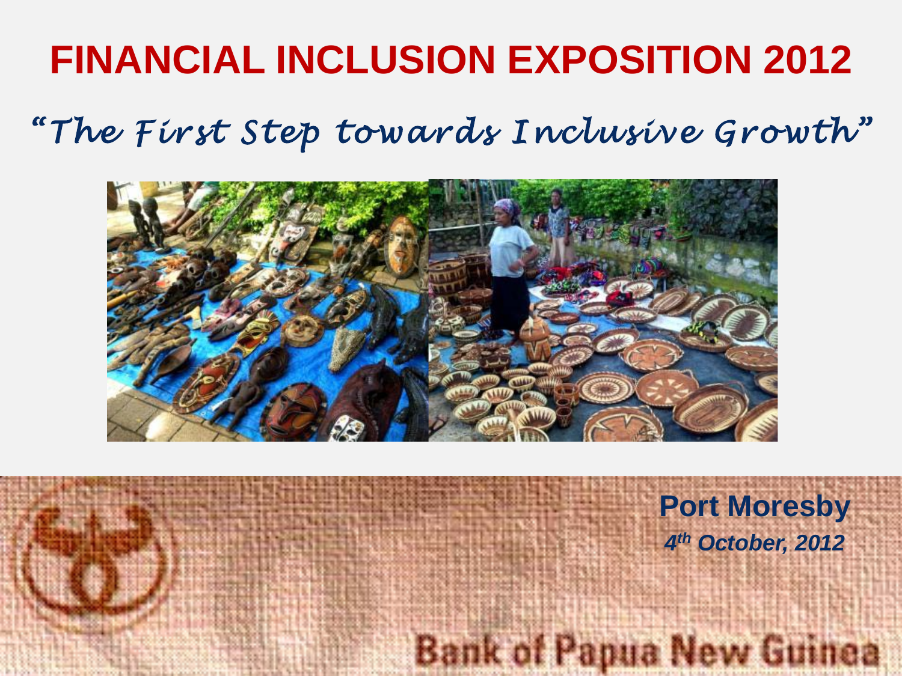# FINANCIAL INCLUSION EXPOSITION 2012

## "The First Step towards Inclusive Growth"

**Port Moresby**

***4th October, 2012***

Bank of Papua New Guinea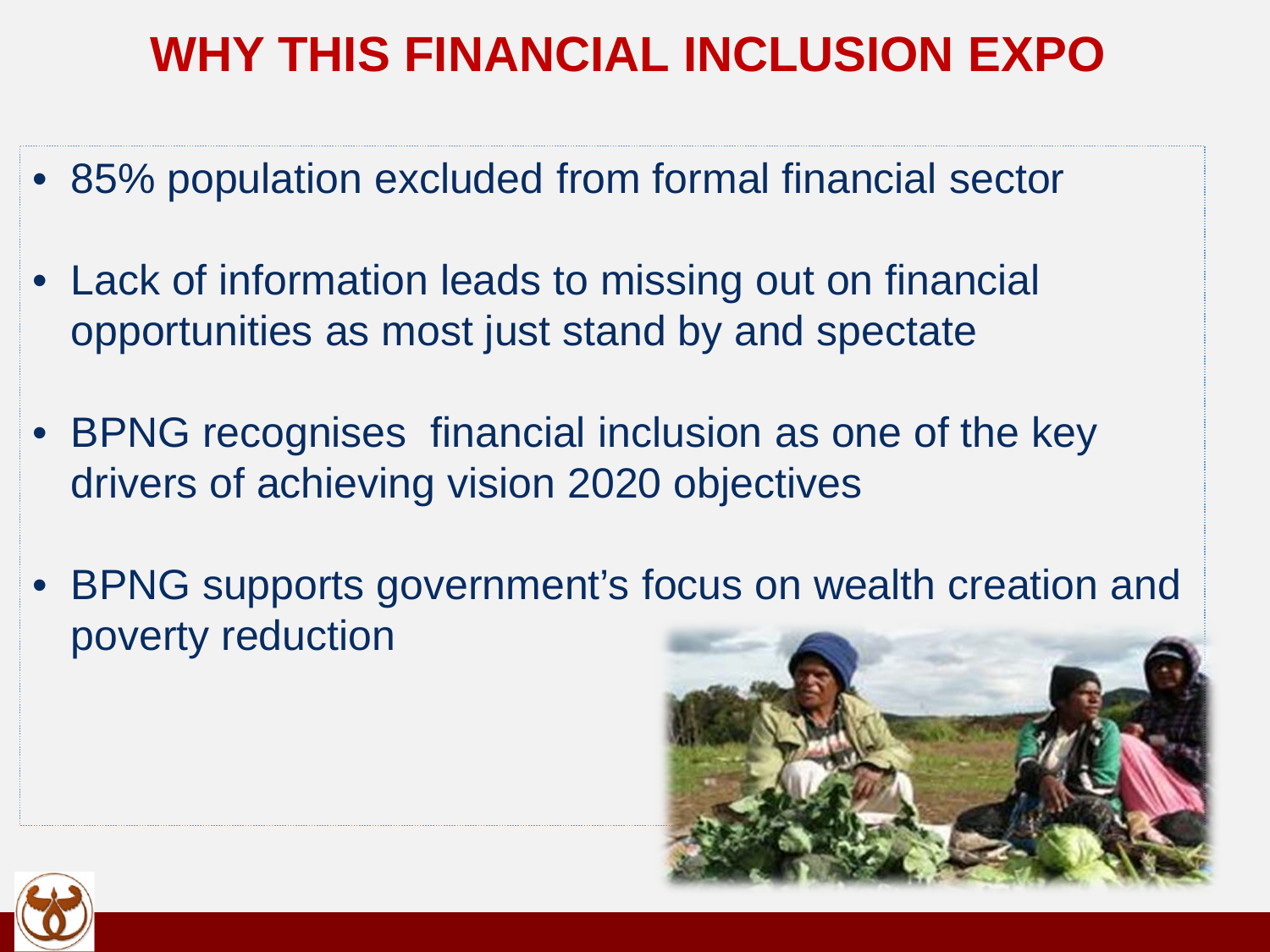# WHY THIS FINANCIAL INCLUSION EXPO

- 85% population excluded from formal financial sector
- Lack of information leads to missing out on financial opportunities as most just stand by and spectate
- BPNG recognises financial inclusion as one of the key drivers of achieving vision 2020 objectives
- BPNG supports government's focus on wealth creation and poverty reduction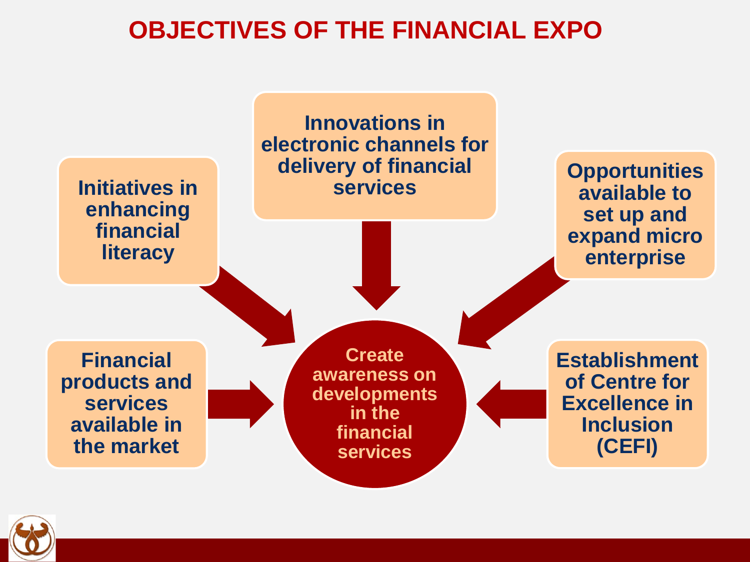# OBJECTIVES OF THE FINANCIAL EXPO

**Create awareness on developments in the financial services**

- Initiatives in enhancing financial literacy
- Innovations in electronic channels for delivery of financial services
- Opportunities available to set up and expand micro enterprise
- Financial products and services available in the market
- Establishment of Centre for Excellence in Inclusion (CEFI)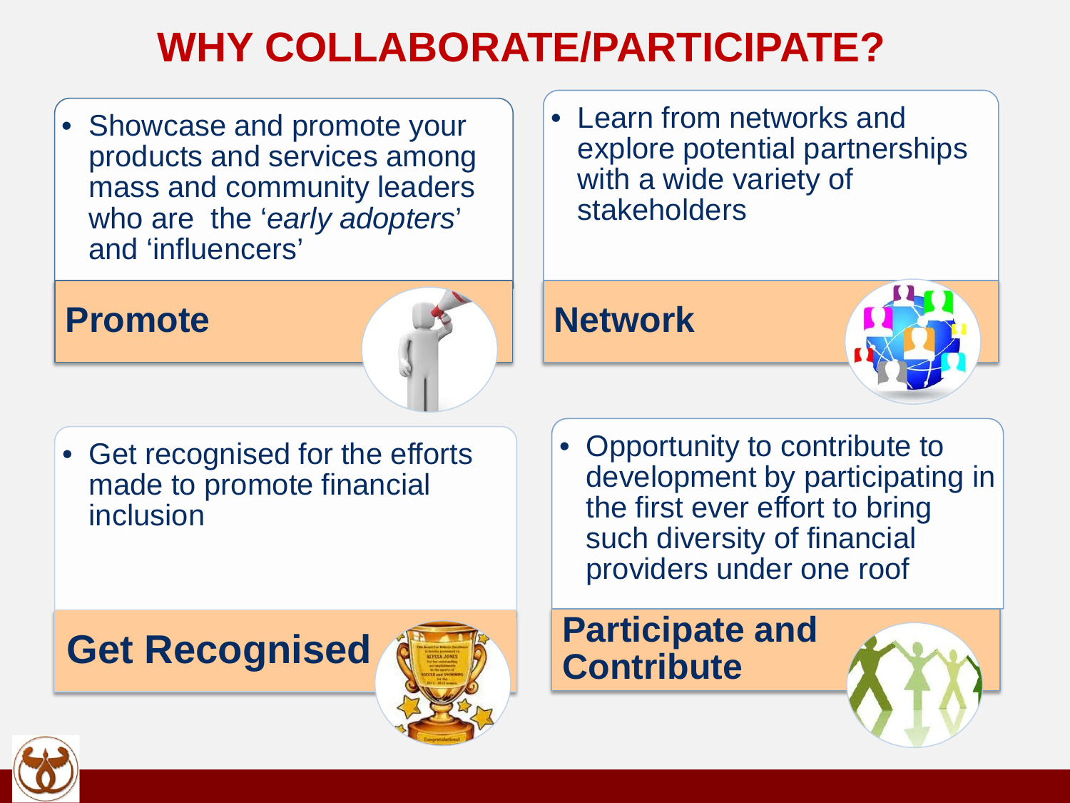# WHY COLLABORATE/PARTICIPATE?

## Promote

- Showcase and promote your products and services among mass and community leaders who are the '*early adopters*' and 'influencers'

## Network

- Learn from networks and explore potential partnerships with a wide variety of stakeholders

## Get Recognised

- Get recognised for the efforts made to promote financial inclusion

## Participate and Contribute

- Opportunity to contribute to development by participating in the first ever effort to bring such diversity of financial providers under one roof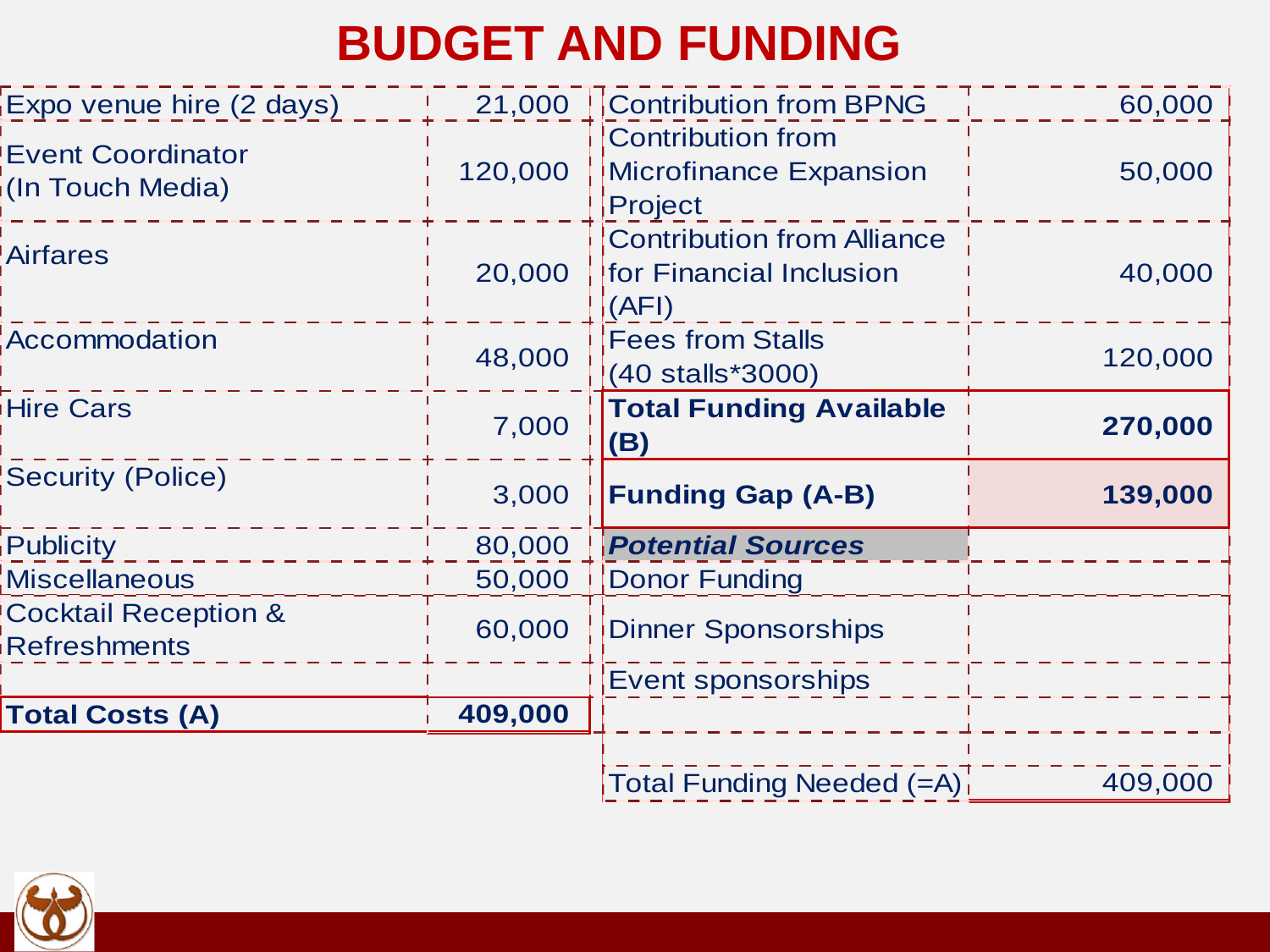# BUDGET AND FUNDING

| Costs | Amount | Funding | Amount |
|---|---|---|---|
| Expo venue hire (2 days) | 21,000 | Contribution from BPNG | 60,000 |
| Event Coordinator (In Touch Media) | 120,000 | Contribution from Microfinance Expansion Project | 50,000 |
| Airfares | 20,000 | Contribution from Alliance for Financial Inclusion (AFI) | 40,000 |
| Accommodation | 48,000 | Fees from Stalls (40 stalls*3000) | 120,000 |
| Hire Cars | 7,000 | **Total Funding Available (B)** | **270,000** |
| Security (Police) | 3,000 | **Funding Gap (A-B)** | **139,000** |
| Publicity | 80,000 | ***Potential Sources*** | |
| Miscellaneous | 50,000 | Donor Funding | |
| Cocktail Reception & Refreshments | 60,000 | Dinner Sponsorships | |
| | | Event sponsorships | |
| **Total Costs (A)** | **409,000** | | |
| | | | |
| | | Total Funding Needed (=A) | 409,000 |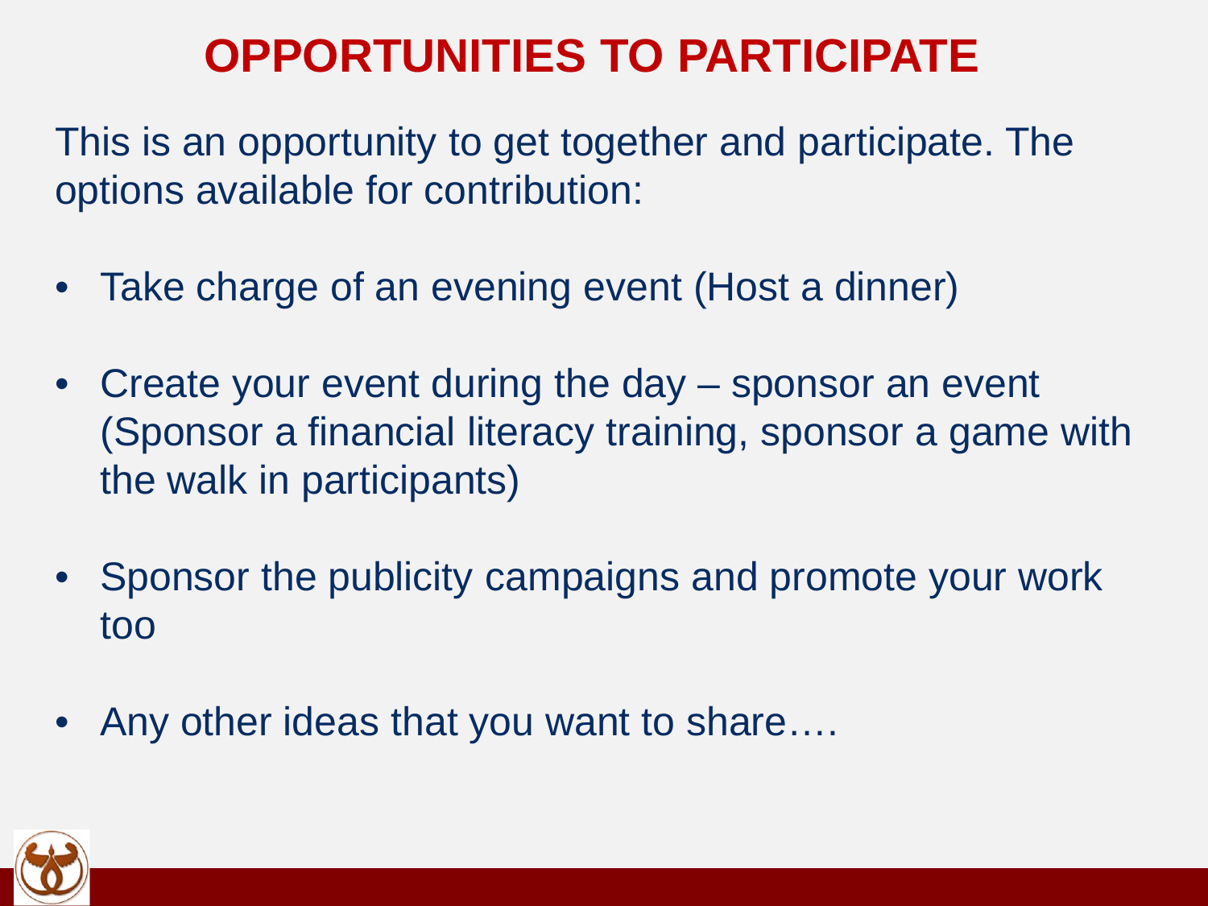# OPPORTUNITIES TO PARTICIPATE

This is an opportunity to get together and participate. The options available for contribution:

- Take charge of an evening event (Host a dinner)
- Create your event during the day – sponsor an event (Sponsor a financial literacy training, sponsor a game with the walk in participants)
- Sponsor the publicity campaigns and promote your work too
- Any other ideas that you want to share….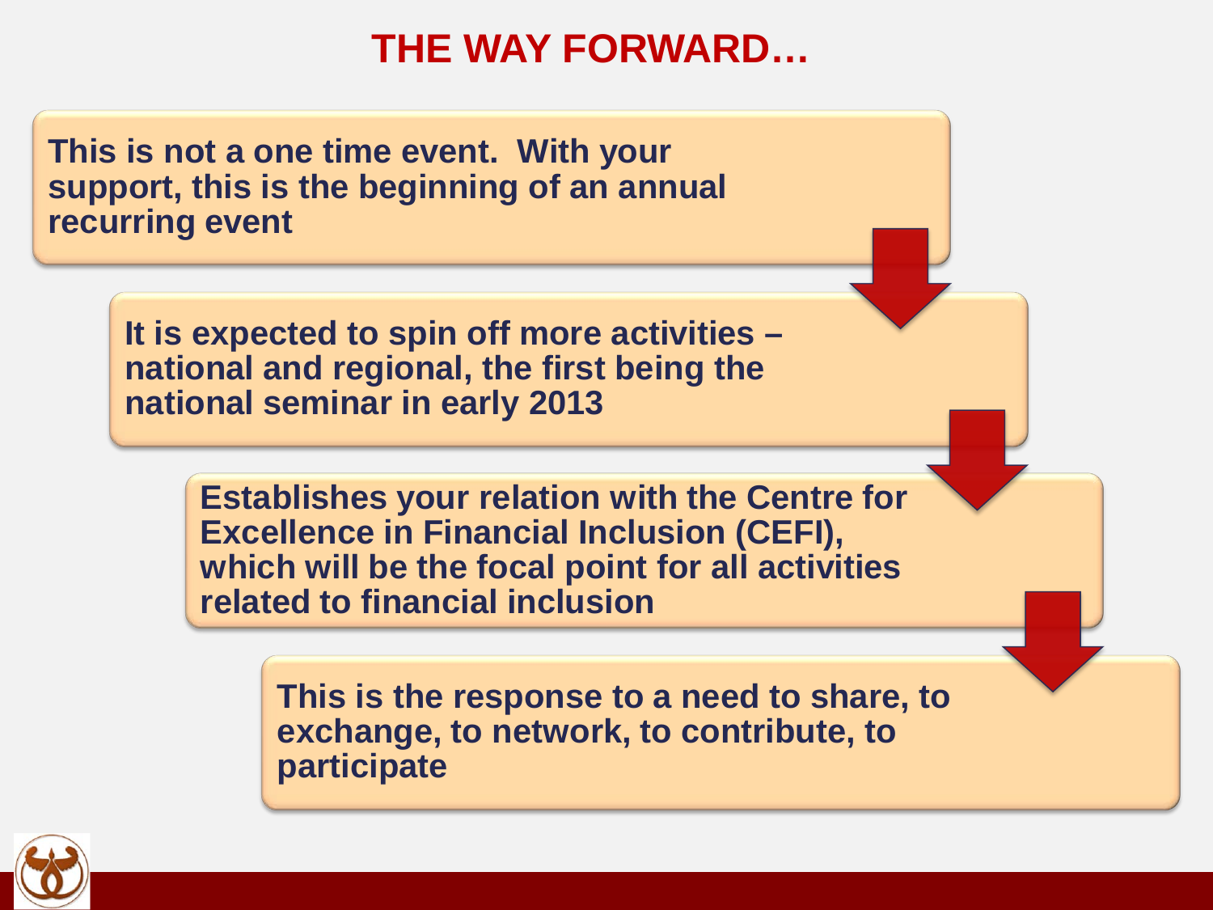# THE WAY FORWARD…

**This is not a one time event. With your support, this is the beginning of an annual recurring event**

**It is expected to spin off more activities – national and regional, the first being the national seminar in early 2013**

**Establishes your relation with the Centre for Excellence in Financial Inclusion (CEFI), which will be the focal point for all activities related to financial inclusion**

**This is the response to a need to share, to exchange, to network, to contribute, to participate**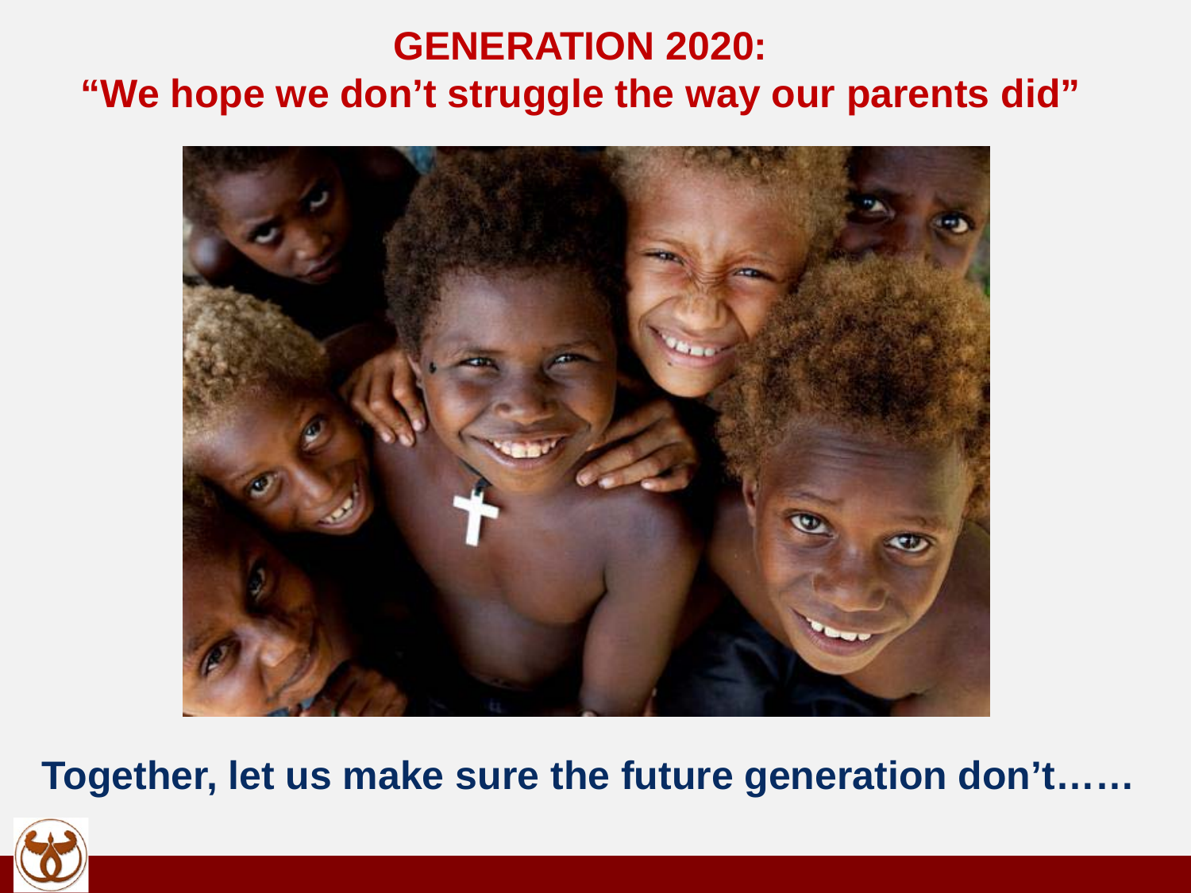# GENERATION 2020:
## "We hope we don't struggle the way our parents did"

**Together, let us make sure the future generation don't……**